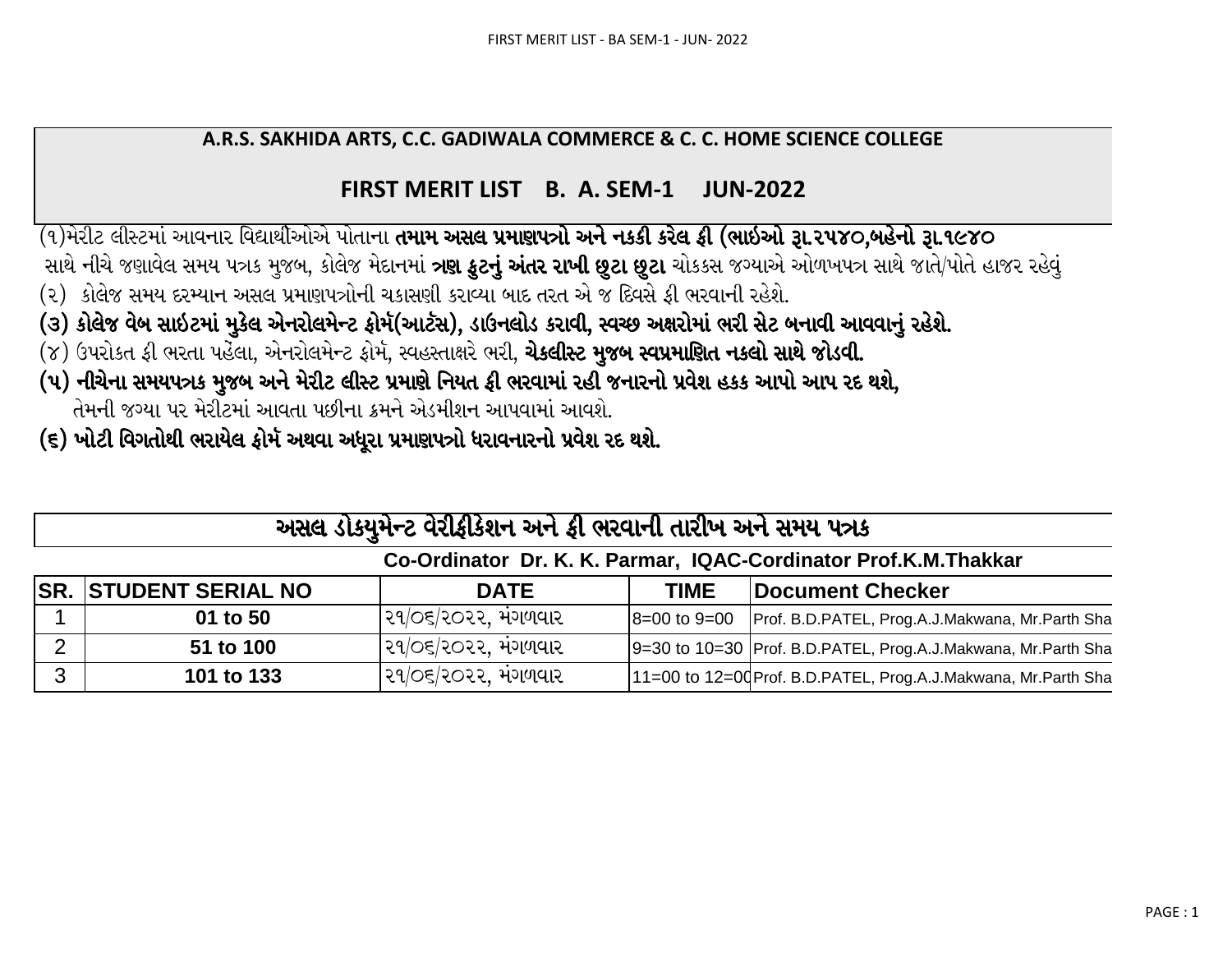## A.R.S. SAKHIDA ARTS, C.C. GADIWALA COMMERCE & C. C. HOME SCIENCE COLLEGE

## FIRST MERIT LIST B. A. SEM-1 JUN-2022

(૧)મેરીટ લીસ્ટમાં આવનાર વિદ્યાર્થીઓએ પોતાના **તમામ અસલ પ્રમાણપત્રો અને નકકી કરેલ ફી (ભાઇઓ રૂા.૨૫૪૦,બહેનો રૂા.૧૯૪૦** સાથે નીચે જણાવેલ સમય પત્રક મુજબ, કોલેજ મેદાનમાં **ત્રણ ફુટનું અંતર રાખી છુટા છુટા** ચોકકસ જગ્યાએ ઓળખપત્ર સાથે જાતે/પોતે હાજર રહેવું

(૨) કોલેજ સમય દરમ્યાન અસલ પ્રમાણપત્રોની ચકાસણી કરાવ્યા બાદ તરત એ જ દિવસે ફી ભરવાની રહેશે.

**(૩) કોલેજ વેબ સાઇટમાં મુકેલ એનરોલમેન્ટ ફોર્મ(આર્ટસ), ડાઉનલોડ કરાવી, સ્વચ્છ અક્ષરોમાં ભરી સેટ બનાવી આવવાનું રહેશે.**

(૪) ઉપરોકત ફી ભરતા પહેલા, એનરોલમેન્ટ ફોર્મ, સ્વહસ્તાક્ષરે ભરી, **ચેકલીસ્ટ મુજબ સ્વપ્રમાણિત નકલો સાથે જોડવી.**

**(૫) નીચેના સમયપત્રક મુજબ અને મેરીટ લીસ્ટ પ્રમાણે નિયત ફી ભરવામાં રહી જનારનો પ્રવેશ હકક આપો આપ રદ થશે,**
તેમની જગ્યા પર મેરીટમાં આવતા પછીના ક્રમને એડમીશન આપવામાં આવશે.

**(૬) ખોટી વિગતોથી ભરાયેલ ફોર્મ અથવા અધૂરા પ્રમાણપત્રો ધરાવનારનો પ્રવેશ રદ થશે.**

## અસલ ડોકયુમેન્ટ વેરીફીકેશન અને ફી ભરવાની તારીખ અને સમય પત્રક

**Co-Ordinator Dr. K. K. Parmar, IQAC-Cordinator Prof.K.M.Thakkar**

| SR. | STUDENT SERIAL NO | DATE | TIME | Document Checker |
|---|---|---|---|---|
| 1 | 01 to 50 | ૨૧/૦૬/૨૦૨૨, મંગળવાર | 8=00 to 9=00 | Prof. B.D.PATEL, Prog.A.J.Makwana, Mr.Parth Sha |
| 2 | 51 to 100 | ૨૧/૦૬/૨૦૨૨, મંગળવાર | 9=30 to 10=30 | Prof. B.D.PATEL, Prog.A.J.Makwana, Mr.Parth Sha |
| 3 | 101 to 133 | ૨૧/૦૬/૨૦૨૨, મંગળવાર | 11=00 to 12=00 | Prof. B.D.PATEL, Prog.A.J.Makwana, Mr.Parth Sha |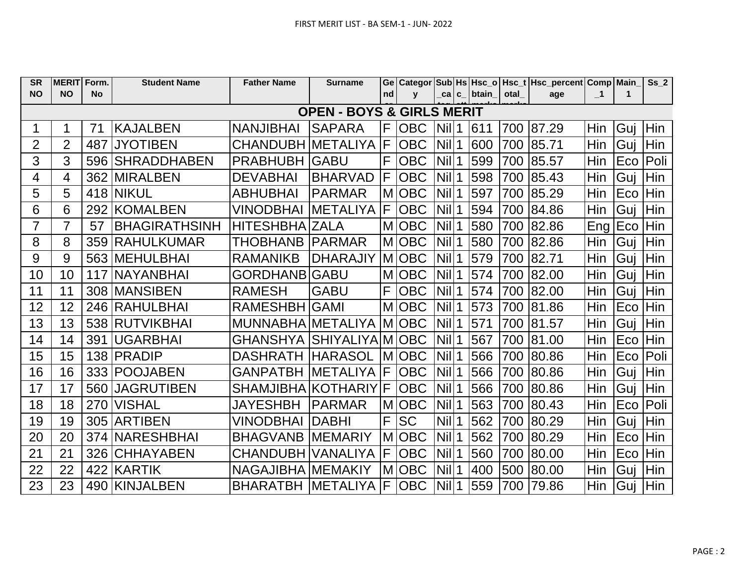FIRST MERIT LIST - BA SEM-1 - JUN- 2022

| SR NO | MERIT NO | Form. No | Student Name | Father Name | Surname | Gender | Category | Sub_category | Hsc_att | Hsc_obtain_marks | Hsc_total_marks | Hsc_percentage | Comp_1 | Main_1 | Ss_2 |
|---|---|---|---|---|---|---|---|---|---|---|---|---|---|---|---|
| **OPEN - BOYS & GIRLS MERIT** | | | | | | | | | | | | | | | |
| 1 | 1 | 71 | KAJALBEN | NANJIBHAI | SAPARA | F | OBC | Nil | 1 | 611 | 700 | 87.29 | Hin | Guj | Hin |
| 2 | 2 | 487 | JYOTIBEN | CHANDUBH | METALIYA | F | OBC | Nil | 1 | 600 | 700 | 85.71 | Hin | Guj | Hin |
| 3 | 3 | 596 | SHRADDHABEN | PRABHUBH | GABU | F | OBC | Nil | 1 | 599 | 700 | 85.57 | Hin | Eco | Poli |
| 4 | 4 | 362 | MIRALBEN | DEVABHAI | BHARVAD | F | OBC | Nil | 1 | 598 | 700 | 85.43 | Hin | Guj | Hin |
| 5 | 5 | 418 | NIKUL | ABHUBHAI | PARMAR | M | OBC | Nil | 1 | 597 | 700 | 85.29 | Hin | Eco | Hin |
| 6 | 6 | 292 | KOMALBEN | VINODBHAI | METALIYA | F | OBC | Nil | 1 | 594 | 700 | 84.86 | Hin | Guj | Hin |
| 7 | 7 | 57 | BHAGIRATHSINH | HITESHBHA | ZALA | M | OBC | Nil | 1 | 580 | 700 | 82.86 | Eng | Eco | Hin |
| 8 | 8 | 359 | RAHULKUMAR | THOBHANB | PARMAR | M | OBC | Nil | 1 | 580 | 700 | 82.86 | Hin | Guj | Hin |
| 9 | 9 | 563 | MEHULBHAI | RAMANIKB | DHARAJIY | M | OBC | Nil | 1 | 579 | 700 | 82.71 | Hin | Guj | Hin |
| 10 | 10 | 117 | NAYANBHAI | GORDHANB | GABU | M | OBC | Nil | 1 | 574 | 700 | 82.00 | Hin | Guj | Hin |
| 11 | 11 | 308 | MANSIBEN | RAMESH | GABU | F | OBC | Nil | 1 | 574 | 700 | 82.00 | Hin | Guj | Hin |
| 12 | 12 | 246 | RAHULBHAI | RAMESHBH | GAMI | M | OBC | Nil | 1 | 573 | 700 | 81.86 | Hin | Eco | Hin |
| 13 | 13 | 538 | RUTVIKBHAI | MUNNABHA | METALIYA | M | OBC | Nil | 1 | 571 | 700 | 81.57 | Hin | Guj | Hin |
| 14 | 14 | 391 | UGARBHAI | GHANSHYA | SHIYALIYA | M | OBC | Nil | 1 | 567 | 700 | 81.00 | Hin | Eco | Hin |
| 15 | 15 | 138 | PRADIP | DASHRATH | HARASOL | M | OBC | Nil | 1 | 566 | 700 | 80.86 | Hin | Eco | Poli |
| 16 | 16 | 333 | POOJABEN | GANPATBH | METALIYA | F | OBC | Nil | 1 | 566 | 700 | 80.86 | Hin | Guj | Hin |
| 17 | 17 | 560 | JAGRUTIBEN | SHAMJIBHA | KOTHARIY | F | OBC | Nil | 1 | 566 | 700 | 80.86 | Hin | Guj | Hin |
| 18 | 18 | 270 | VISHAL | JAYESHBH | PARMAR | M | OBC | Nil | 1 | 563 | 700 | 80.43 | Hin | Eco | Poli |
| 19 | 19 | 305 | ARTIBEN | VINODBHAI | DABHI | F | SC | Nil | 1 | 562 | 700 | 80.29 | Hin | Guj | Hin |
| 20 | 20 | 374 | NARESHBHAI | BHAGVANB | MEMARIY | M | OBC | Nil | 1 | 562 | 700 | 80.29 | Hin | Eco | Hin |
| 21 | 21 | 326 | CHHAYABEN | CHANDUBH | VANALIYA | F | OBC | Nil | 1 | 560 | 700 | 80.00 | Hin | Eco | Hin |
| 22 | 22 | 422 | KARTIK | NAGAJIBHA | MEMAKIY | M | OBC | Nil | 1 | 400 | 500 | 80.00 | Hin | Guj | Hin |
| 23 | 23 | 490 | KINJALBEN | BHARATBH | METALIYA | F | OBC | Nil | 1 | 559 | 700 | 79.86 | Hin | Guj | Hin |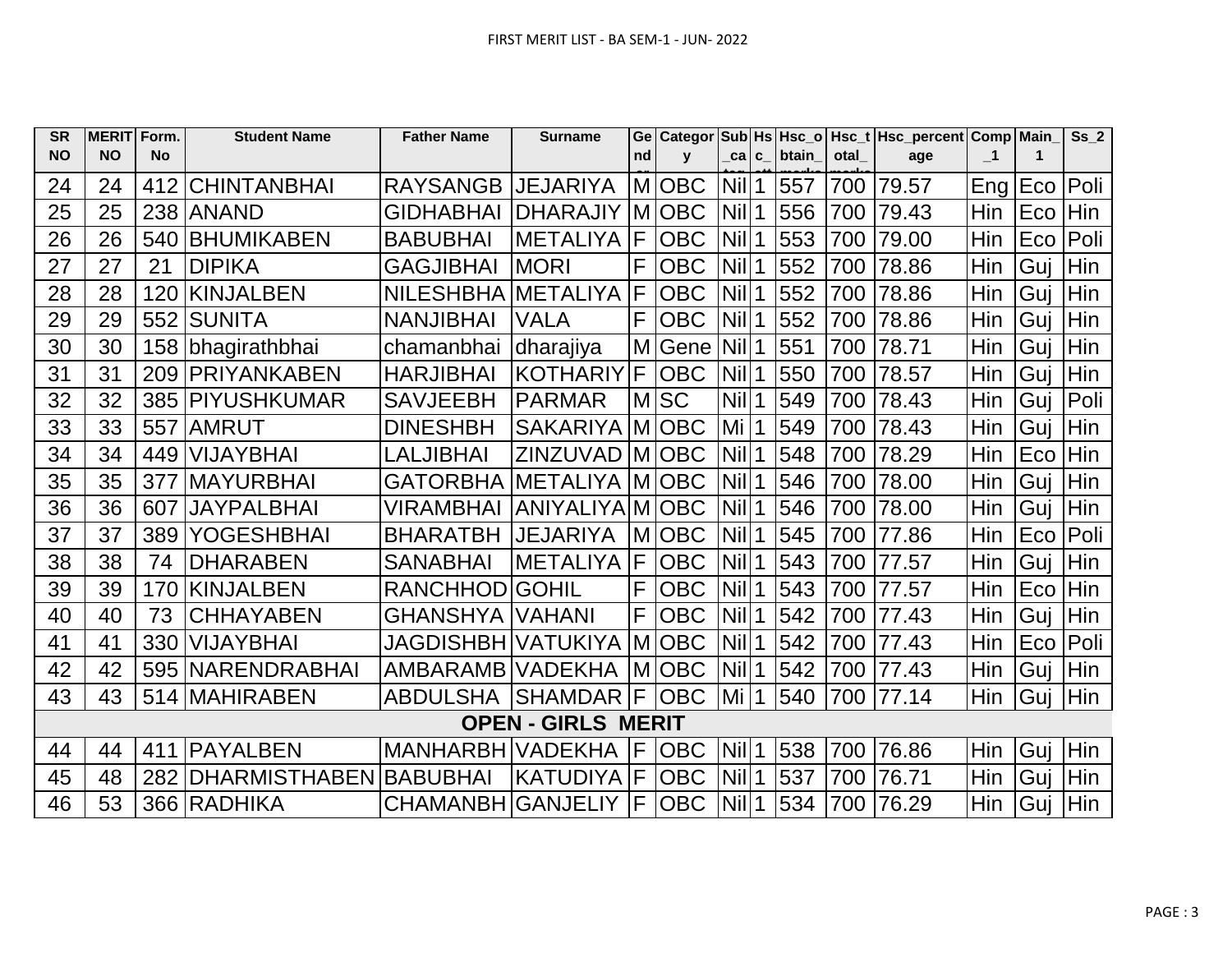FIRST MERIT LIST - BA SEM-1 - JUN- 2022

| SR NO | MERIT NO | Form. No | Student Name | Father Name | Surname | Gender | Category | Sub_category | Hsc_att | Hsc_obtain_marks | Hsc_total_marks | Hsc_percentage | Comp_1 | Main_1 | Ss_2 |
|---|---|---|---|---|---|---|---|---|---|---|---|---|---|---|---|
| 24 | 24 | 412 | CHINTANBHAI | RAYSANGB | JEJARIYA | M | OBC | Nil | 1 | 557 | 700 | 79.57 | Eng | Eco | Poli |
| 25 | 25 | 238 | ANAND | GIDHABHAI | DHARAJIY | M | OBC | Nil | 1 | 556 | 700 | 79.43 | Hin | Eco | Hin |
| 26 | 26 | 540 | BHUMIKABEN | BABUBHAI | METALIYA | F | OBC | Nil | 1 | 553 | 700 | 79.00 | Hin | Eco | Poli |
| 27 | 27 | 21 | DIPIKA | GAGJIBHAI | MORI | F | OBC | Nil | 1 | 552 | 700 | 78.86 | Hin | Guj | Hin |
| 28 | 28 | 120 | KINJALBEN | NILESHBHA | METALIYA | F | OBC | Nil | 1 | 552 | 700 | 78.86 | Hin | Guj | Hin |
| 29 | 29 | 552 | SUNITA | NANJIBHAI | VALA | F | OBC | Nil | 1 | 552 | 700 | 78.86 | Hin | Guj | Hin |
| 30 | 30 | 158 | bhagirathbhai | chamanbhai | dharajiya | M | Gene | Nil | 1 | 551 | 700 | 78.71 | Hin | Guj | Hin |
| 31 | 31 | 209 | PRIYANKABEN | HARJIBHAI | KOTHARIY | F | OBC | Nil | 1 | 550 | 700 | 78.57 | Hin | Guj | Hin |
| 32 | 32 | 385 | PIYUSHKUMAR | SAVJEEBH | PARMAR | M | SC | Nil | 1 | 549 | 700 | 78.43 | Hin | Guj | Poli |
| 33 | 33 | 557 | AMRUT | DINESHBH | SAKARIYA | M | OBC | Mi | 1 | 549 | 700 | 78.43 | Hin | Guj | Hin |
| 34 | 34 | 449 | VIJAYBHAI | LALJIBHAI | ZINZUVAD | M | OBC | Nil | 1 | 548 | 700 | 78.29 | Hin | Eco | Hin |
| 35 | 35 | 377 | MAYURBHAI | GATORBHA | METALIYA | M | OBC | Nil | 1 | 546 | 700 | 78.00 | Hin | Guj | Hin |
| 36 | 36 | 607 | JAYPALBHAI | VIRAMBHAI | ANIYALIYA | M | OBC | Nil | 1 | 546 | 700 | 78.00 | Hin | Guj | Hin |
| 37 | 37 | 389 | YOGESHBHAI | BHARATBH | JEJARIYA | M | OBC | Nil | 1 | 545 | 700 | 77.86 | Hin | Eco | Poli |
| 38 | 38 | 74 | DHARABEN | SANABHAI | METALIYA | F | OBC | Nil | 1 | 543 | 700 | 77.57 | Hin | Guj | Hin |
| 39 | 39 | 170 | KINJALBEN | RANCHHOD | GOHIL | F | OBC | Nil | 1 | 543 | 700 | 77.57 | Hin | Eco | Hin |
| 40 | 40 | 73 | CHHAYABEN | GHANSHYA | VAHANI | F | OBC | Nil | 1 | 542 | 700 | 77.43 | Hin | Guj | Hin |
| 41 | 41 | 330 | VIJAYBHAI | JAGDISHBH | VATUKIYA | M | OBC | Nil | 1 | 542 | 700 | 77.43 | Hin | Eco | Poli |
| 42 | 42 | 595 | NARENDRABHAI | AMBARAMB | VADEKHA | M | OBC | Nil | 1 | 542 | 700 | 77.43 | Hin | Guj | Hin |
| 43 | 43 | 514 | MAHIRABEN | ABDULSHA | SHAMDAR | F | OBC | Mi | 1 | 540 | 700 | 77.14 | Hin | Guj | Hin |
| **OPEN - GIRLS MERIT** | | | | | | | | | | | | | | | |
| 44 | 44 | 411 | PAYALBEN | MANHARBH | VADEKHA | F | OBC | Nil | 1 | 538 | 700 | 76.86 | Hin | Guj | Hin |
| 45 | 48 | 282 | DHARMISTHABEN | BABUBHAI | KATUDIYA | F | OBC | Nil | 1 | 537 | 700 | 76.71 | Hin | Guj | Hin |
| 46 | 53 | 366 | RADHIKA | CHAMANBH | GANJELIY | F | OBC | Nil | 1 | 534 | 700 | 76.29 | Hin | Guj | Hin |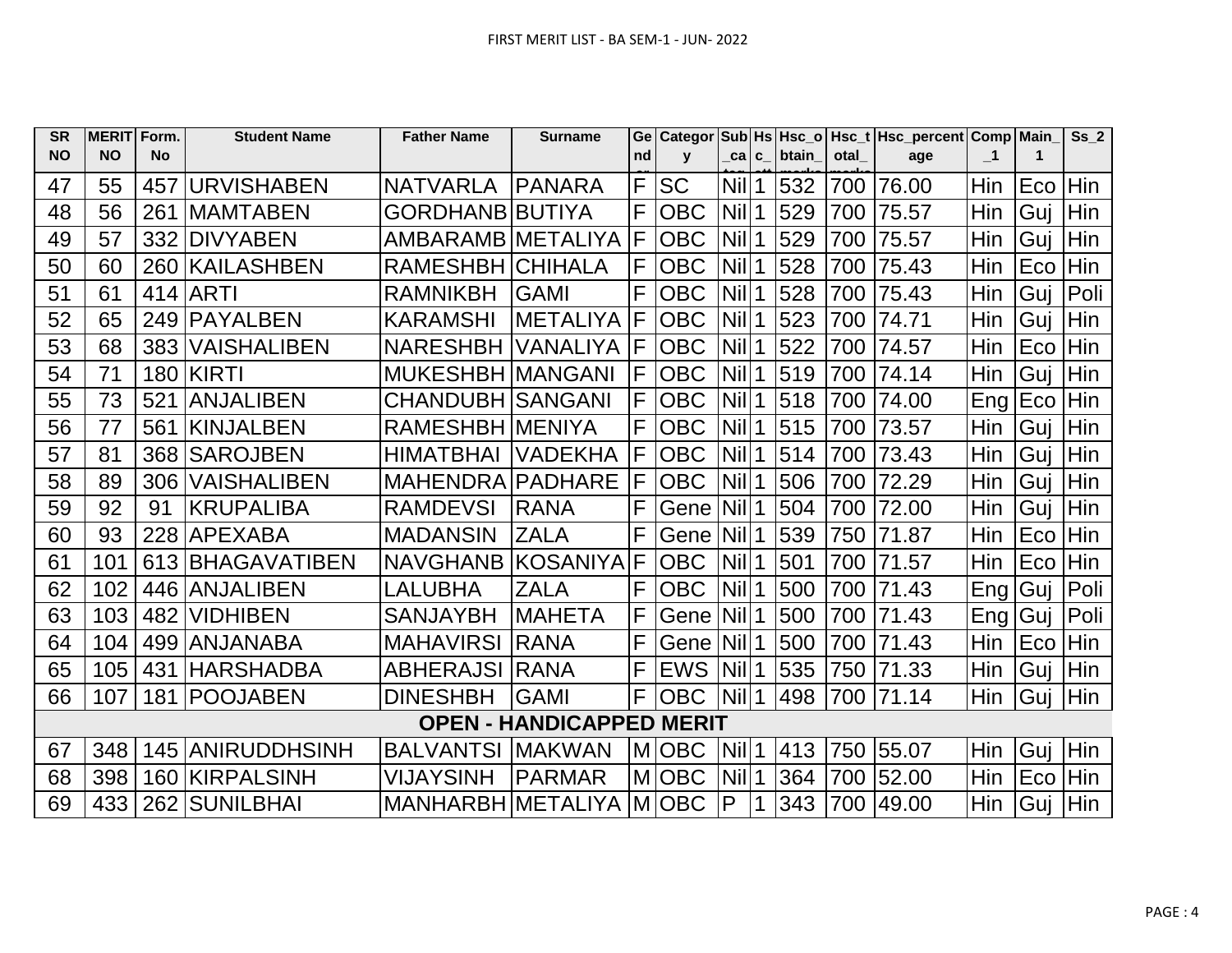FIRST MERIT LIST - BA SEM-1 - JUN- 2022

| SR NO | MERIT NO | Form. No | Student Name | Father Name | Surname | Gender | Category | Sub_category | Hsc_att | Hsc_obtain_marks | Hsc_total_marks | Hsc_percentage | Comp_1 | Main_1 | Ss_2 |
|---|---|---|---|---|---|---|---|---|---|---|---|---|---|---|---|
| 47 | 55 | 457 | URVISHABEN | NATVARLA | PANARA | F | SC | Nil | 1 | 532 | 700 | 76.00 | Hin | Eco | Hin |
| 48 | 56 | 261 | MAMTABEN | GORDHANB | BUTIYA | F | OBC | Nil | 1 | 529 | 700 | 75.57 | Hin | Guj | Hin |
| 49 | 57 | 332 | DIVYABEN | AMBARAMB | METALIYA | F | OBC | Nil | 1 | 529 | 700 | 75.57 | Hin | Guj | Hin |
| 50 | 60 | 260 | KAILASHBEN | RAMESHBH | CHIHALA | F | OBC | Nil | 1 | 528 | 700 | 75.43 | Hin | Eco | Hin |
| 51 | 61 | 414 | ARTI | RAMNIKBH | GAMI | F | OBC | Nil | 1 | 528 | 700 | 75.43 | Hin | Guj | Poli |
| 52 | 65 | 249 | PAYALBEN | KARAMSHI | METALIYA | F | OBC | Nil | 1 | 523 | 700 | 74.71 | Hin | Guj | Hin |
| 53 | 68 | 383 | VAISHALIBEN | NARESHBH | VANALIYA | F | OBC | Nil | 1 | 522 | 700 | 74.57 | Hin | Eco | Hin |
| 54 | 71 | 180 | KIRTI | MUKESHBH | MANGANI | F | OBC | Nil | 1 | 519 | 700 | 74.14 | Hin | Guj | Hin |
| 55 | 73 | 521 | ANJALIBEN | CHANDUBH | SANGANI | F | OBC | Nil | 1 | 518 | 700 | 74.00 | Eng | Eco | Hin |
| 56 | 77 | 561 | KINJALBEN | RAMESHBH | MENIYA | F | OBC | Nil | 1 | 515 | 700 | 73.57 | Hin | Guj | Hin |
| 57 | 81 | 368 | SAROJBEN | HIMATBHAI | VADEKHA | F | OBC | Nil | 1 | 514 | 700 | 73.43 | Hin | Guj | Hin |
| 58 | 89 | 306 | VAISHALIBEN | MAHENDRA | PADHARE | F | OBC | Nil | 1 | 506 | 700 | 72.29 | Hin | Guj | Hin |
| 59 | 92 | 91 | KRUPALIBA | RAMDEVSI | RANA | F | Gene | Nil | 1 | 504 | 700 | 72.00 | Hin | Guj | Hin |
| 60 | 93 | 228 | APEXABA | MADANSIN | ZALA | F | Gene | Nil | 1 | 539 | 750 | 71.87 | Hin | Eco | Hin |
| 61 | 101 | 613 | BHAGAVATIBEN | NAVGHANB | KOSANIYA | F | OBC | Nil | 1 | 501 | 700 | 71.57 | Hin | Eco | Hin |
| 62 | 102 | 446 | ANJALIBEN | LALUBHA | ZALA | F | OBC | Nil | 1 | 500 | 700 | 71.43 | Eng | Guj | Poli |
| 63 | 103 | 482 | VIDHIBEN | SANJAYBH | MAHETA | F | Gene | Nil | 1 | 500 | 700 | 71.43 | Eng | Guj | Poli |
| 64 | 104 | 499 | ANJANABA | MAHAVIRSI | RANA | F | Gene | Nil | 1 | 500 | 700 | 71.43 | Hin | Eco | Hin |
| 65 | 105 | 431 | HARSHADBA | ABHERAJSI | RANA | F | EWS | Nil | 1 | 535 | 750 | 71.33 | Hin | Guj | Hin |
| 66 | 107 | 181 | POOJABEN | DINESHBH | GAMI | F | OBC | Nil | 1 | 498 | 700 | 71.14 | Hin | Guj | Hin |
| **OPEN - HANDICAPPED MERIT** | | | | | | | | | | | | | | | |
| 67 | 348 | 145 | ANIRUDDHSINH | BALVANTSI | MAKWAN | M | OBC | Nil | 1 | 413 | 750 | 55.07 | Hin | Guj | Hin |
| 68 | 398 | 160 | KIRPALSINH | VIJAYSINH | PARMAR | M | OBC | Nil | 1 | 364 | 700 | 52.00 | Hin | Eco | Hin |
| 69 | 433 | 262 | SUNILBHAI | MANHARBH | METALIYA | M | OBC | P | 1 | 343 | 700 | 49.00 | Hin | Guj | Hin |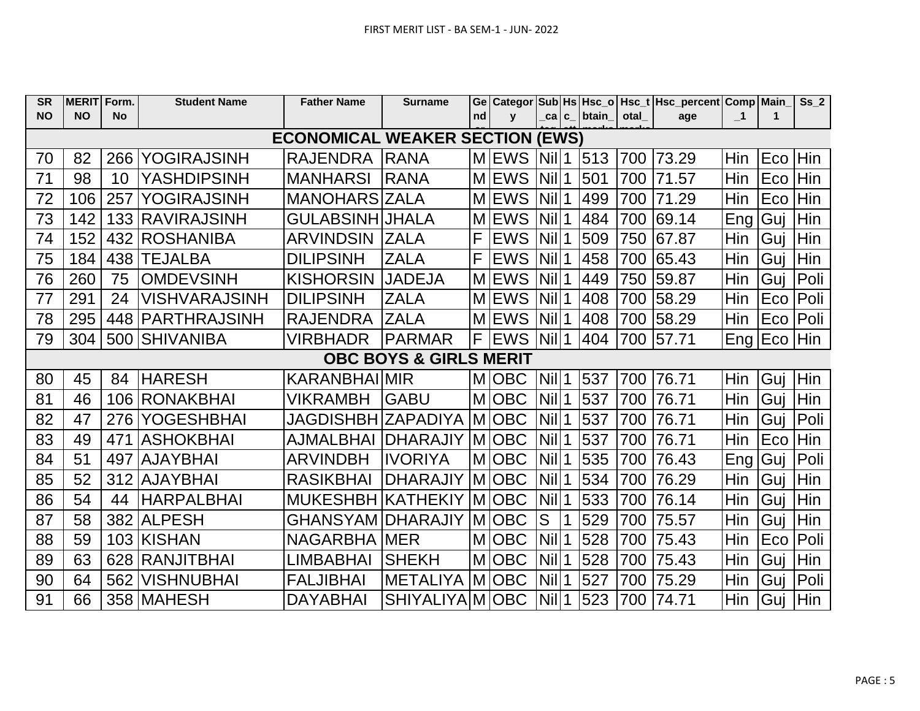FIRST MERIT LIST - BA SEM-1 - JUN- 2022

| SR NO | MERIT NO | Form. No | Student Name | Father Name | Surname | Gender | Category | Sub_categ | Hsc_att | Hsc_obtain_marks | Hsc_total_marks | Hsc_percentage | Comp_1 | Main_1 | Ss_2 |
|---|---|---|---|---|---|---|---|---|---|---|---|---|---|---|---|
| **ECONOMICAL WEAKER SECTION (EWS)** | | | | | | | | | | | | | | | |
| 70 | 82 | 266 | YOGIRAJSINH | RAJENDRA | RANA | M | EWS | Nil | 1 | 513 | 700 | 73.29 | Hin | Eco | Hin |
| 71 | 98 | 10 | YASHDIPSINH | MANHARSI | RANA | M | EWS | Nil | 1 | 501 | 700 | 71.57 | Hin | Eco | Hin |
| 72 | 106 | 257 | YOGIRAJSINH | MANOHARS | ZALA | M | EWS | Nil | 1 | 499 | 700 | 71.29 | Hin | Eco | Hin |
| 73 | 142 | 133 | RAVIRAJSINH | GULABSINH | JHALA | M | EWS | Nil | 1 | 484 | 700 | 69.14 | Eng | Guj | Hin |
| 74 | 152 | 432 | ROSHANIBA | ARVINDSIN | ZALA | F | EWS | Nil | 1 | 509 | 750 | 67.87 | Hin | Guj | Hin |
| 75 | 184 | 438 | TEJALBA | DILIPSINH | ZALA | F | EWS | Nil | 1 | 458 | 700 | 65.43 | Hin | Guj | Hin |
| 76 | 260 | 75 | OMDEVSINH | KISHORSIN | JADEJA | M | EWS | Nil | 1 | 449 | 750 | 59.87 | Hin | Guj | Poli |
| 77 | 291 | 24 | VISHVARAJSINH | DILIPSINH | ZALA | M | EWS | Nil | 1 | 408 | 700 | 58.29 | Hin | Eco | Poli |
| 78 | 295 | 448 | PARTHRAJSINH | RAJENDRA | ZALA | M | EWS | Nil | 1 | 408 | 700 | 58.29 | Hin | Eco | Poli |
| 79 | 304 | 500 | SHIVANIBA | VIRBHADR | PARMAR | F | EWS | Nil | 1 | 404 | 700 | 57.71 | Eng | Eco | Hin |
| **OBC BOYS & GIRLS MERIT** | | | | | | | | | | | | | | | |
| 80 | 45 | 84 | HARESH | KARANBHAI | MIR | M | OBC | Nil | 1 | 537 | 700 | 76.71 | Hin | Guj | Hin |
| 81 | 46 | 106 | RONAKBHAI | VIKRAMBH | GABU | M | OBC | Nil | 1 | 537 | 700 | 76.71 | Hin | Guj | Hin |
| 82 | 47 | 276 | YOGESHBHAI | JAGDISHBH | ZAPADIYA | M | OBC | Nil | 1 | 537 | 700 | 76.71 | Hin | Guj | Poli |
| 83 | 49 | 471 | ASHOKBHAI | AJMALBHAI | DHARAJIY | M | OBC | Nil | 1 | 537 | 700 | 76.71 | Hin | Eco | Hin |
| 84 | 51 | 497 | AJAYBHAI | ARVINDBH | IVORIYA | M | OBC | Nil | 1 | 535 | 700 | 76.43 | Eng | Guj | Poli |
| 85 | 52 | 312 | AJAYBHAI | RASIKBHAI | DHARAJIY | M | OBC | Nil | 1 | 534 | 700 | 76.29 | Hin | Guj | Hin |
| 86 | 54 | 44 | HARPALBHAI | MUKESHBH | KATHEKIY | M | OBC | Nil | 1 | 533 | 700 | 76.14 | Hin | Guj | Hin |
| 87 | 58 | 382 | ALPESH | GHANSYAM | DHARAJIY | M | OBC | S | 1 | 529 | 700 | 75.57 | Hin | Guj | Hin |
| 88 | 59 | 103 | KISHAN | NAGARBHA | MER | M | OBC | Nil | 1 | 528 | 700 | 75.43 | Hin | Eco | Poli |
| 89 | 63 | 628 | RANJITBHAI | LIMBABHAI | SHEKH | M | OBC | Nil | 1 | 528 | 700 | 75.43 | Hin | Guj | Hin |
| 90 | 64 | 562 | VISHNUBHAI | FALJIBHAI | METALIYA | M | OBC | Nil | 1 | 527 | 700 | 75.29 | Hin | Guj | Poli |
| 91 | 66 | 358 | MAHESH | DAYABHAI | SHIYALIYA | M | OBC | Nil | 1 | 523 | 700 | 74.71 | Hin | Guj | Hin |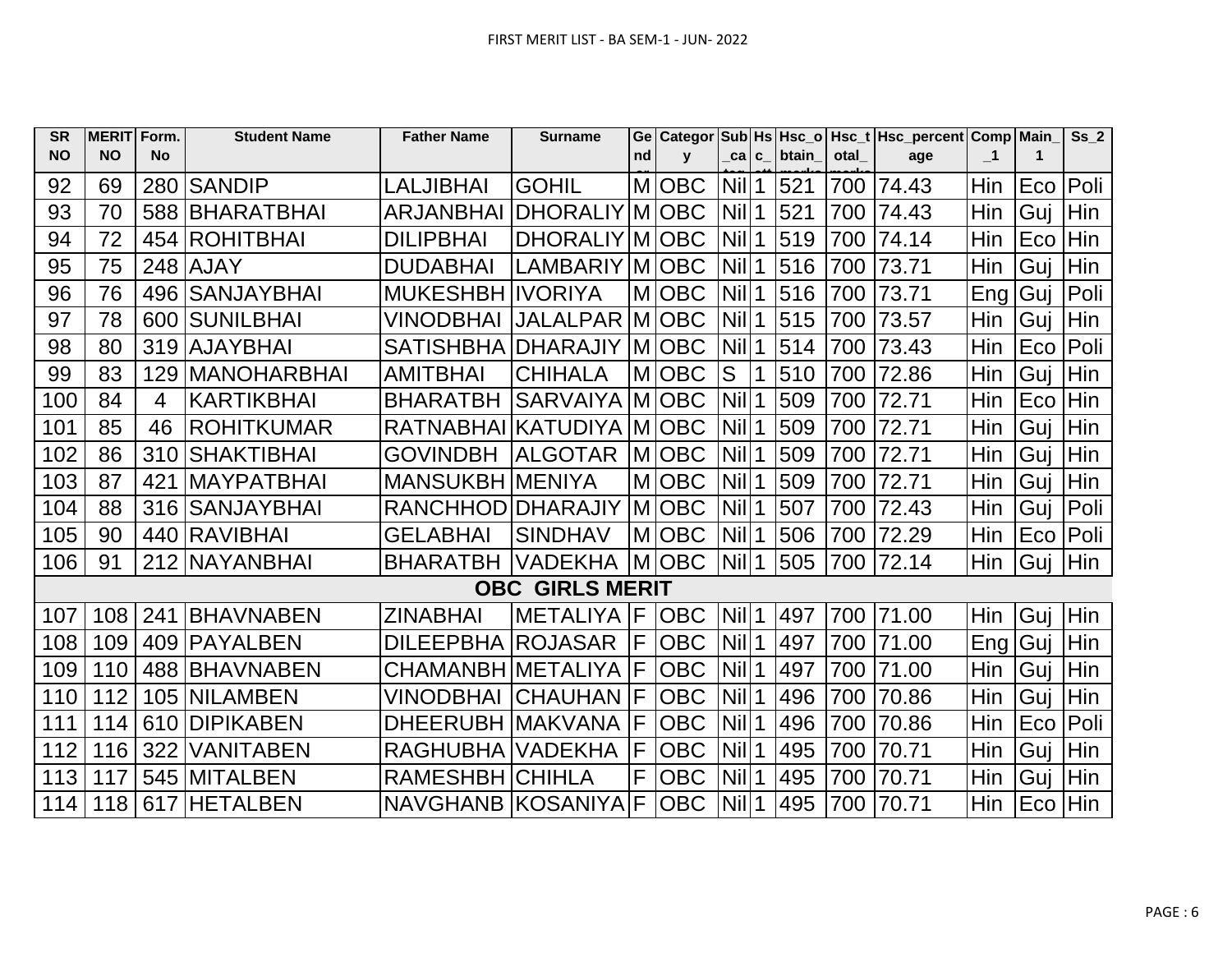FIRST MERIT LIST - BA SEM-1 - JUN- 2022

| SR NO | MERIT NO | Form. No | Student Name | Father Name | Surname | Gend er | Category | Sub_cat eg | Hsc_att | Hsc_obtain_marks | Hsc_total_marks | Hsc_percentage | Comp_1 | Main_1 | Ss_2 |
|---|---|---|---|---|---|---|---|---|---|---|---|---|---|---|---|
| 92 | 69 | 280 | SANDIP | LALJIBHAI | GOHIL | M | OBC | Nil | 1 | 521 | 700 | 74.43 | Hin | Eco | Poli |
| 93 | 70 | 588 | BHARATBHAI | ARJANBHAI | DHORALIY | M | OBC | Nil | 1 | 521 | 700 | 74.43 | Hin | Guj | Hin |
| 94 | 72 | 454 | ROHITBHAI | DILIPBHAI | DHORALIY | M | OBC | Nil | 1 | 519 | 700 | 74.14 | Hin | Eco | Hin |
| 95 | 75 | 248 | AJAY | DUDABHAI | LAMBARIY | M | OBC | Nil | 1 | 516 | 700 | 73.71 | Hin | Guj | Hin |
| 96 | 76 | 496 | SANJAYBHAI | MUKESHBH | IVORIYA | M | OBC | Nil | 1 | 516 | 700 | 73.71 | Eng | Guj | Poli |
| 97 | 78 | 600 | SUNILBHAI | VINODBHAI | JALALPAR | M | OBC | Nil | 1 | 515 | 700 | 73.57 | Hin | Guj | Hin |
| 98 | 80 | 319 | AJAYBHAI | SATISHBHA | DHARAJIY | M | OBC | Nil | 1 | 514 | 700 | 73.43 | Hin | Eco | Poli |
| 99 | 83 | 129 | MANOHARBHAI | AMITBHAI | CHIHALA | M | OBC | S | 1 | 510 | 700 | 72.86 | Hin | Guj | Hin |
| 100 | 84 | 4 | KARTIKBHAI | BHARATBH | SARVAIYA | M | OBC | Nil | 1 | 509 | 700 | 72.71 | Hin | Eco | Hin |
| 101 | 85 | 46 | ROHITKUMAR | RATNABHAI | KATUDIYA | M | OBC | Nil | 1 | 509 | 700 | 72.71 | Hin | Guj | Hin |
| 102 | 86 | 310 | SHAKTIBHAI | GOVINDBH | ALGOTAR | M | OBC | Nil | 1 | 509 | 700 | 72.71 | Hin | Guj | Hin |
| 103 | 87 | 421 | MAYPATBHAI | MANSUKBH | MENIYA | M | OBC | Nil | 1 | 509 | 700 | 72.71 | Hin | Guj | Hin |
| 104 | 88 | 316 | SANJAYBHAI | RANCHHOD | DHARAJIY | M | OBC | Nil | 1 | 507 | 700 | 72.43 | Hin | Guj | Poli |
| 105 | 90 | 440 | RAVIBHAI | GELABHAI | SINDHAV | M | OBC | Nil | 1 | 506 | 700 | 72.29 | Hin | Eco | Poli |
| 106 | 91 | 212 | NAYANBHAI | BHARATBH | VADEKHA | M | OBC | Nil | 1 | 505 | 700 | 72.14 | Hin | Guj | Hin |
| **OBC GIRLS MERIT** | | | | | | | | | | | | | | | |
| 107 | 108 | 241 | BHAVNABEN | ZINABHAI | METALIYA | F | OBC | Nil | 1 | 497 | 700 | 71.00 | Hin | Guj | Hin |
| 108 | 109 | 409 | PAYALBEN | DILEEPBHA | ROJASAR | F | OBC | Nil | 1 | 497 | 700 | 71.00 | Eng | Guj | Hin |
| 109 | 110 | 488 | BHAVNABEN | CHAMANBH | METALIYA | F | OBC | Nil | 1 | 497 | 700 | 71.00 | Hin | Guj | Hin |
| 110 | 112 | 105 | NILAMBEN | VINODBHAI | CHAUHAN | F | OBC | Nil | 1 | 496 | 700 | 70.86 | Hin | Guj | Hin |
| 111 | 114 | 610 | DIPIKABEN | DHEERUBH | MAKVANA | F | OBC | Nil | 1 | 496 | 700 | 70.86 | Hin | Eco | Poli |
| 112 | 116 | 322 | VANITABEN | RAGHUBHA | VADEKHA | F | OBC | Nil | 1 | 495 | 700 | 70.71 | Hin | Guj | Hin |
| 113 | 117 | 545 | MITALBEN | RAMESHBH | CHIHLA | F | OBC | Nil | 1 | 495 | 700 | 70.71 | Hin | Guj | Hin |
| 114 | 118 | 617 | HETALBEN | NAVGHANB | KOSANIYA | F | OBC | Nil | 1 | 495 | 700 | 70.71 | Hin | Eco | Hin |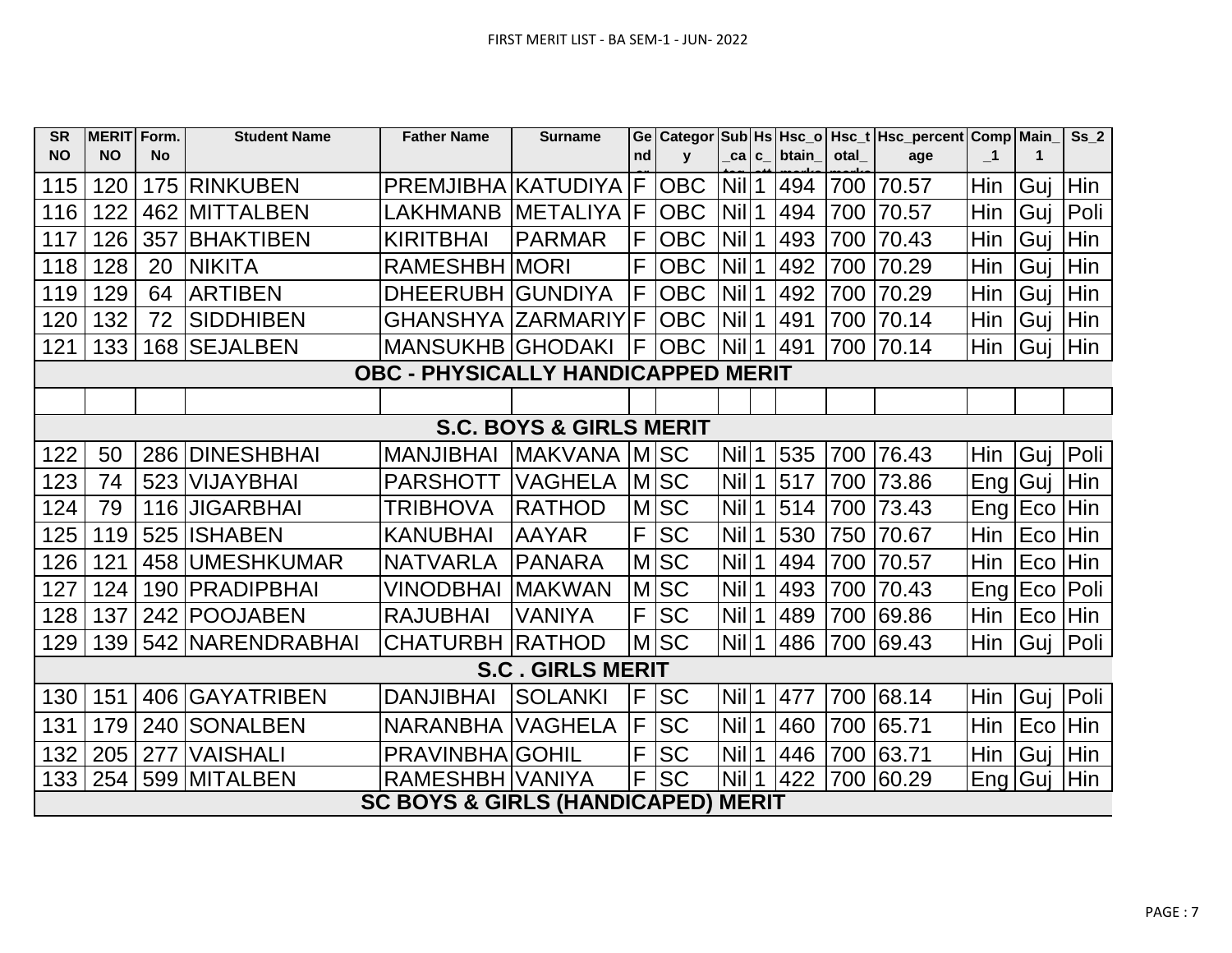FIRST MERIT LIST - BA SEM-1 - JUN- 2022

| SR NO | MERIT NO | Form. No | Student Name | Father Name | Surname | Gender | Category | Sub_category | Hs_c_att | Hsc_obtain_marks | Hsc_total_marks | Hsc_percentage | Comp_1 | Main_1 | Ss_2 |
|---|---|---|---|---|---|---|---|---|---|---|---|---|---|---|---|
| 115 | 120 | 175 | RINKUBEN | PREMJIBHA | KATUDIYA | F | OBC | Nil | 1 | 494 | 700 | 70.57 | Hin | Guj | Hin |
| 116 | 122 | 462 | MITTALBEN | LAKHMANB | METALIYA | F | OBC | Nil | 1 | 494 | 700 | 70.57 | Hin | Guj | Poli |
| 117 | 126 | 357 | BHAKTIBEN | KIRITBHAI | PARMAR | F | OBC | Nil | 1 | 493 | 700 | 70.43 | Hin | Guj | Hin |
| 118 | 128 | 20 | NIKITA | RAMESHBH | MORI | F | OBC | Nil | 1 | 492 | 700 | 70.29 | Hin | Guj | Hin |
| 119 | 129 | 64 | ARTIBEN | DHEERUBH | GUNDIYA | F | OBC | Nil | 1 | 492 | 700 | 70.29 | Hin | Guj | Hin |
| 120 | 132 | 72 | SIDDHIBEN | GHANSHYA | ZARMARIY | F | OBC | Nil | 1 | 491 | 700 | 70.14 | Hin | Guj | Hin |
| 121 | 133 | 168 | SEJALBEN | MANSUKHB | GHODAKI | F | OBC | Nil | 1 | 491 | 700 | 70.14 | Hin | Guj | Hin |
| **OBC - PHYSICALLY HANDICAPPED MERIT** | | | | | | | | | | | | | | | |
| | | | | | | | | | | | | | | | |
| **S.C. BOYS & GIRLS MERIT** | | | | | | | | | | | | | | | |
| 122 | 50 | 286 | DINESHBHAI | MANJIBHAI | MAKVANA | M | SC | Nil | 1 | 535 | 700 | 76.43 | Hin | Guj | Poli |
| 123 | 74 | 523 | VIJAYBHAI | PARSHOTT | VAGHELA | M | SC | Nil | 1 | 517 | 700 | 73.86 | Eng | Guj | Hin |
| 124 | 79 | 116 | JIGARBHAI | TRIBHOVA | RATHOD | M | SC | Nil | 1 | 514 | 700 | 73.43 | Eng | Eco | Hin |
| 125 | 119 | 525 | ISHABEN | KANUBHAI | AAYAR | F | SC | Nil | 1 | 530 | 750 | 70.67 | Hin | Eco | Hin |
| 126 | 121 | 458 | UMESHKUMAR | NATVARLA | PANARA | M | SC | Nil | 1 | 494 | 700 | 70.57 | Hin | Eco | Hin |
| 127 | 124 | 190 | PRADIPBHAI | VINODBHAI | MAKWAN | M | SC | Nil | 1 | 493 | 700 | 70.43 | Eng | Eco | Poli |
| 128 | 137 | 242 | POOJABEN | RAJUBHAI | VANIYA | F | SC | Nil | 1 | 489 | 700 | 69.86 | Hin | Eco | Hin |
| 129 | 139 | 542 | NARENDRABHAI | CHATURBH | RATHOD | M | SC | Nil | 1 | 486 | 700 | 69.43 | Hin | Guj | Poli |
| **S.C . GIRLS MERIT** | | | | | | | | | | | | | | | |
| 130 | 151 | 406 | GAYATRIBEN | DANJIBHAI | SOLANKI | F | SC | Nil | 1 | 477 | 700 | 68.14 | Hin | Guj | Poli |
| 131 | 179 | 240 | SONALBEN | NARANBHA | VAGHELA | F | SC | Nil | 1 | 460 | 700 | 65.71 | Hin | Eco | Hin |
| 132 | 205 | 277 | VAISHALI | PRAVINBHA | GOHIL | F | SC | Nil | 1 | 446 | 700 | 63.71 | Hin | Guj | Hin |
| 133 | 254 | 599 | MITALBEN | RAMESHBH | VANIYA | F | SC | Nil | 1 | 422 | 700 | 60.29 | Eng | Guj | Hin |
| **SC BOYS & GIRLS (HANDICAPED) MERIT** | | | | | | | | | | | | | | | |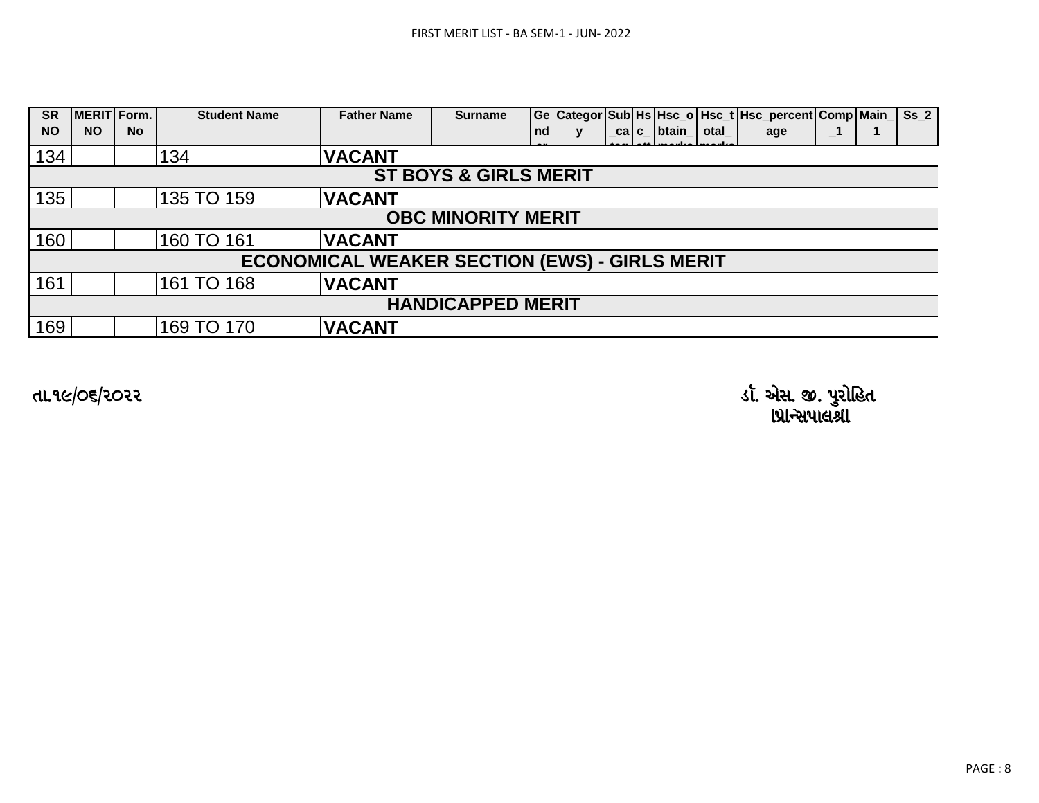| SR NO | MERIT NO | Form. No | Student Name | Father Name | Surname | Gender | Category | Sub_category | Hsc_att | Hsc_obtain_marks | Hsc_total_marks | Hsc_percentage | Comp_1 | Main_1 | Ss_2 |
|---|---|---|---|---|---|---|---|---|---|---|---|---|---|---|---|
| 134 | | | 134 | VACANT | | | | | | | | | | | |
| ST BOYS & GIRLS MERIT | | | | | | | | | | | | | | | |
| 135 | | | 135 TO 159 | VACANT | | | | | | | | | | | |
| OBC MINORITY MERIT | | | | | | | | | | | | | | | |
| 160 | | | 160 TO 161 | VACANT | | | | | | | | | | | |
| ECONOMICAL WEAKER SECTION (EWS) - GIRLS MERIT | | | | | | | | | | | | | | | |
| 161 | | | 161 TO 168 | VACANT | | | | | | | | | | | |
| HANDICAPPED MERIT | | | | | | | | | | | | | | | |
| 169 | | | 169 TO 170 | VACANT | | | | | | | | | | | |

તા.૧૯/૦૬/૨૦૨૨

ડૉ. એસ. જી. પુરોહિત
પ્રિન્સિપાલશ્રી